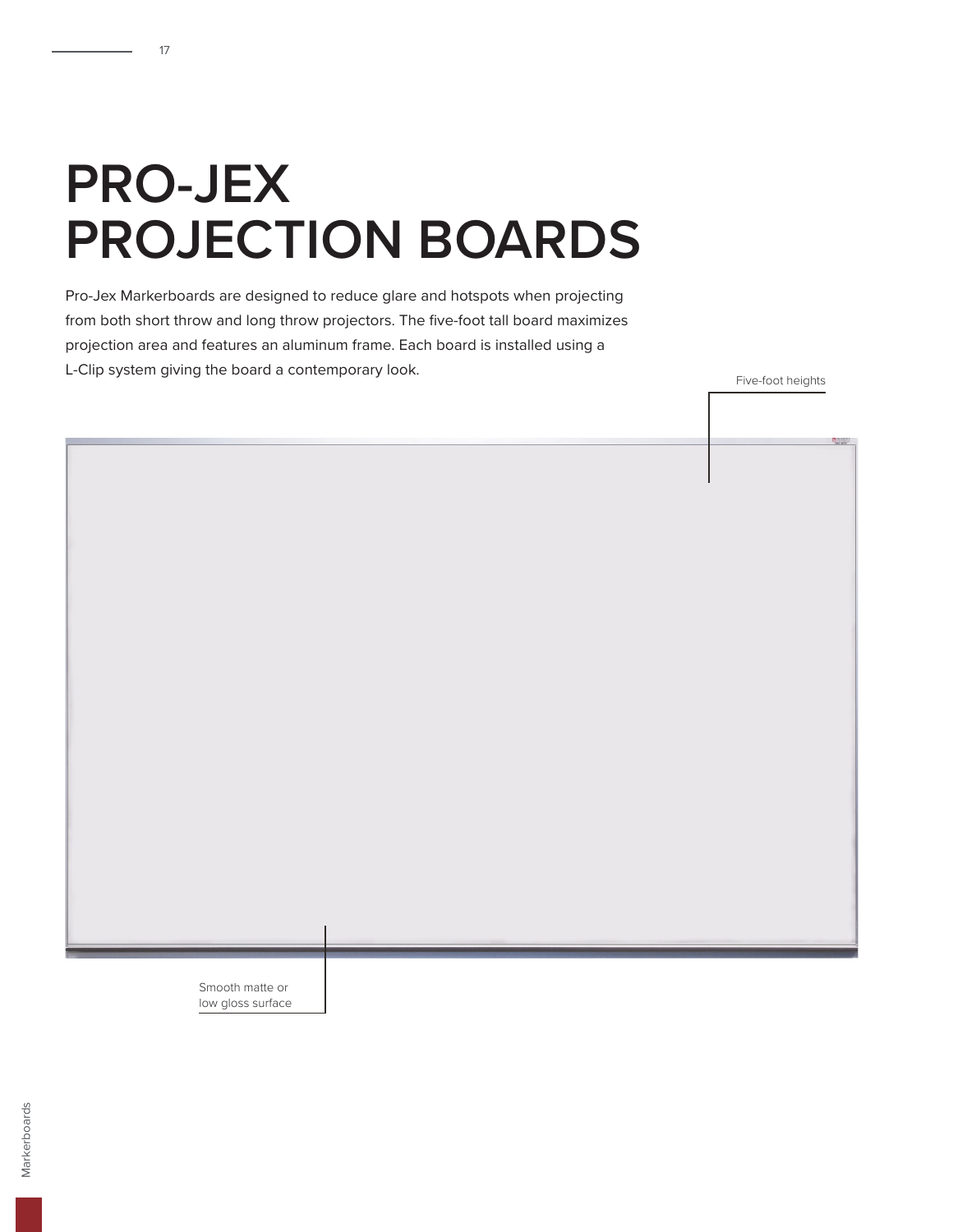# PRO-JEX PROJECTION BOARDS

Pro-Jex Markerboards are designed to reduce glare and hotspots when projecting from both short throw and long throw projectors. The five-foot tall board maximizes projection area and features an aluminum frame. Each board is installed using a L-Clip system giving the board a contemporary look.

Five-foot heights

Smooth matte or low gloss surface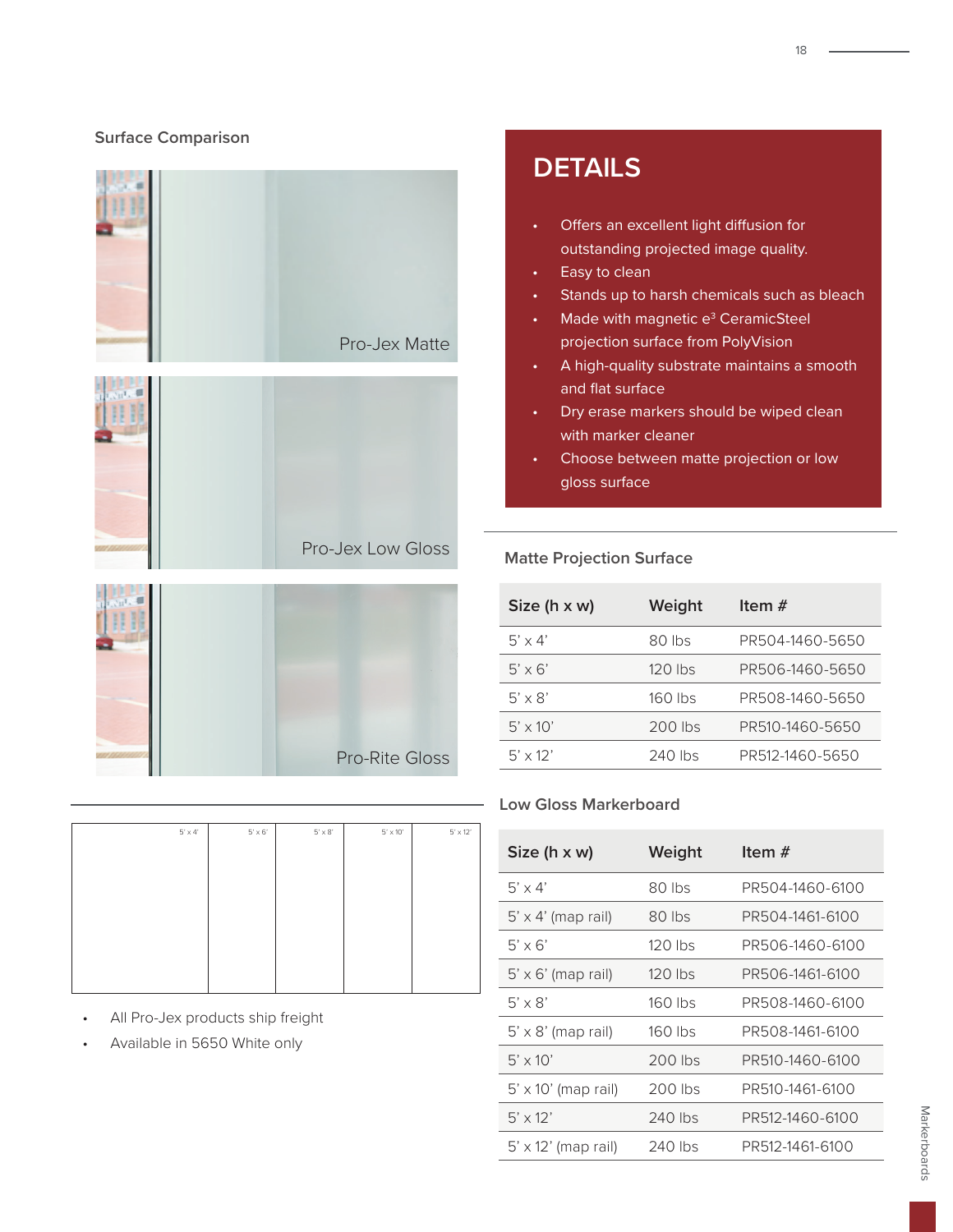## Surface Comparison

Pro-Jex Matte

Pro-Jex Low Gloss

Pro-Rite Gloss

5' x 4'

5' x 6'

5' x 8'

5' x 10'

5' x 12'

- All Pro-Jex products ship freight
- Available in 5650 White only

## DETAILS

- Offers an excellent light diffusion for outstanding projected image quality.
- Easy to clean
- Stands up to harsh chemicals such as bleach
- Made with magnetic e³ CeramicSteel projection surface from PolyVision
- A high-quality substrate maintains a smooth and flat surface
- Dry erase markers should be wiped clean with marker cleaner
- Choose between matte projection or low gloss surface

### Matte Projection Surface

| Size (h x w) | Weight | Item # |
|---|---|---|
| 5' x 4' | 80 lbs | PR504-1460-5650 |
| 5' x 6' | 120 lbs | PR506-1460-5650 |
| 5' x 8' | 160 lbs | PR508-1460-5650 |
| 5' x 10' | 200 lbs | PR510-1460-5650 |
| 5' x 12' | 240 lbs | PR512-1460-5650 |

### Low Gloss Markerboard

| Size (h x w) | Weight | Item # |
|---|---|---|
| 5' x 4' | 80 lbs | PR504-1460-6100 |
| 5' x 4' (map rail) | 80 lbs | PR504-1461-6100 |
| 5' x 6' | 120 lbs | PR506-1460-6100 |
| 5' x 6' (map rail) | 120 lbs | PR506-1461-6100 |
| 5' x 8' | 160 lbs | PR508-1460-6100 |
| 5' x 8' (map rail) | 160 lbs | PR508-1461-6100 |
| 5' x 10' | 200 lbs | PR510-1460-6100 |
| 5' x 10' (map rail) | 200 lbs | PR510-1461-6100 |
| 5' x 12' | 240 lbs | PR512-1460-6100 |
| 5' x 12' (map rail) | 240 lbs | PR512-1461-6100 |